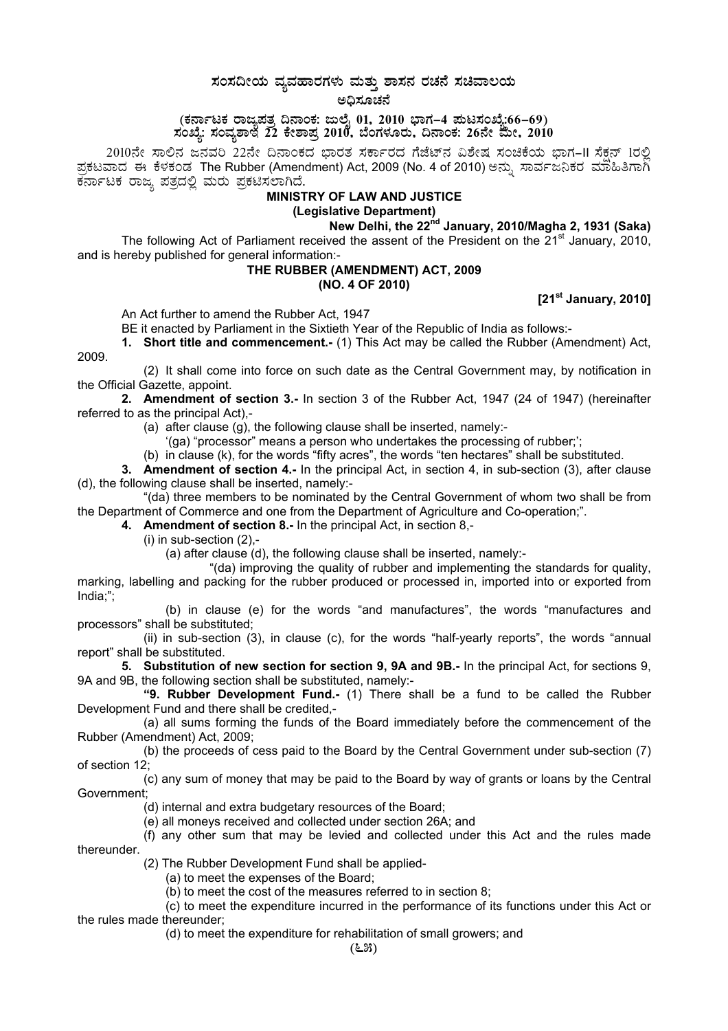# ಸಂಸದೀಯ ವ್ಯವಹಾರಗಳು ಮತ್ತು ಶಾಸನ ರಚನೆ ಸಚಿವಾಲಯ

## ಅಧಿಸೂಚನೆ

**(ಕರ್ನಾಟಕ ರಾಜ್ಯಪತ್ರ ದಿನಾಂಕ: ಜುಲೈ 01, 2010 ಭಾಗ–4 ಪುಟಸಂಖ್ಯೆ:66–69)**
**ಸಂಖ್ಯೆ: ಸಂವ್ಯಶಾಇ 22 ಕೇಶಾಪ್ರ 2010, ಬೆಂಗಳೂರು, ದಿನಾಂಕ: 26ನೇ ಮೇ, 2010**

2010ನೇ ಸಾಲಿನ ಜನವರಿ 22ನೇ ದಿನಾಂಕದ ಭಾರತ ಸರ್ಕಾರದ ಗೆಜೆಟ್‌ನ ವಿಶೇಷ ಸಂಚಿಕೆಯ ಭಾಗ–II ಸೆಕ್ಷನ್ 1ರಲ್ಲಿ ಪ್ರಕಟವಾದ ಈ ಕೆಳಕಂಡ The Rubber (Amendment) Act, 2009 (No. 4 of 2010) ಅನ್ನು ಸಾರ್ವಜನಿಕರ ಮಾಹಿತಿಗಾಗಿ ಕರ್ನಾಟಕ ರಾಜ್ಯ ಪತ್ರದಲ್ಲಿ ಮರು ಪ್ರಕಟಿಸಲಾಗಿದೆ.

**MINISTRY OF LAW AND JUSTICE**
**(Legislative Department)**

**New Delhi, the 22nd January, 2010/Magha 2, 1931 (Saka)**

The following Act of Parliament received the assent of the President on the 21st January, 2010, and is hereby published for general information:-

**THE RUBBER (AMENDMENT) ACT, 2009**
**(NO. 4 OF 2010)**

**[21st January, 2010]**

An Act further to amend the Rubber Act, 1947

BE it enacted by Parliament in the Sixtieth Year of the Republic of India as follows:-

**1. Short title and commencement.-** (1) This Act may be called the Rubber (Amendment) Act, 2009.

(2) It shall come into force on such date as the Central Government may, by notification in the Official Gazette, appoint.

**2. Amendment of section 3.-** In section 3 of the Rubber Act, 1947 (24 of 1947) (hereinafter referred to as the principal Act),-

(a) after clause (g), the following clause shall be inserted, namely:-

'(ga) "processor" means a person who undertakes the processing of rubber;';

(b) in clause (k), for the words "fifty acres", the words "ten hectares" shall be substituted.

**3. Amendment of section 4.-** In the principal Act, in section 4, in sub-section (3), after clause (d), the following clause shall be inserted, namely:-

"(da) three members to be nominated by the Central Government of whom two shall be from the Department of Commerce and one from the Department of Agriculture and Co-operation;".

**4. Amendment of section 8.-** In the principal Act, in section 8,-

(i) in sub-section (2),-

(a) after clause (d), the following clause shall be inserted, namely:-

"(da) improving the quality of rubber and implementing the standards for quality, marking, labelling and packing for the rubber produced or processed in, imported into or exported from India;";

(b) in clause (e) for the words "and manufactures", the words "manufactures and processors" shall be substituted;

(ii) in sub-section (3), in clause (c), for the words "half-yearly reports", the words "annual report" shall be substituted.

**5. Substitution of new section for section 9, 9A and 9B.-** In the principal Act, for sections 9, 9A and 9B, the following section shall be substituted, namely:-

**"9. Rubber Development Fund.-** (1) There shall be a fund to be called the Rubber Development Fund and there shall be credited,-

(a) all sums forming the funds of the Board immediately before the commencement of the Rubber (Amendment) Act, 2009;

(b) the proceeds of cess paid to the Board by the Central Government under sub-section (7) of section 12;

(c) any sum of money that may be paid to the Board by way of grants or loans by the Central Government;

(d) internal and extra budgetary resources of the Board;

(e) all moneys received and collected under section 26A; and

(f) any other sum that may be levied and collected under this Act and the rules made thereunder.

(2) The Rubber Development Fund shall be applied-

(a) to meet the expenses of the Board;

(b) to meet the cost of the measures referred to in section 8;

(c) to meet the expenditure incurred in the performance of its functions under this Act or the rules made thereunder;

(d) to meet the expenditure for rehabilitation of small growers; and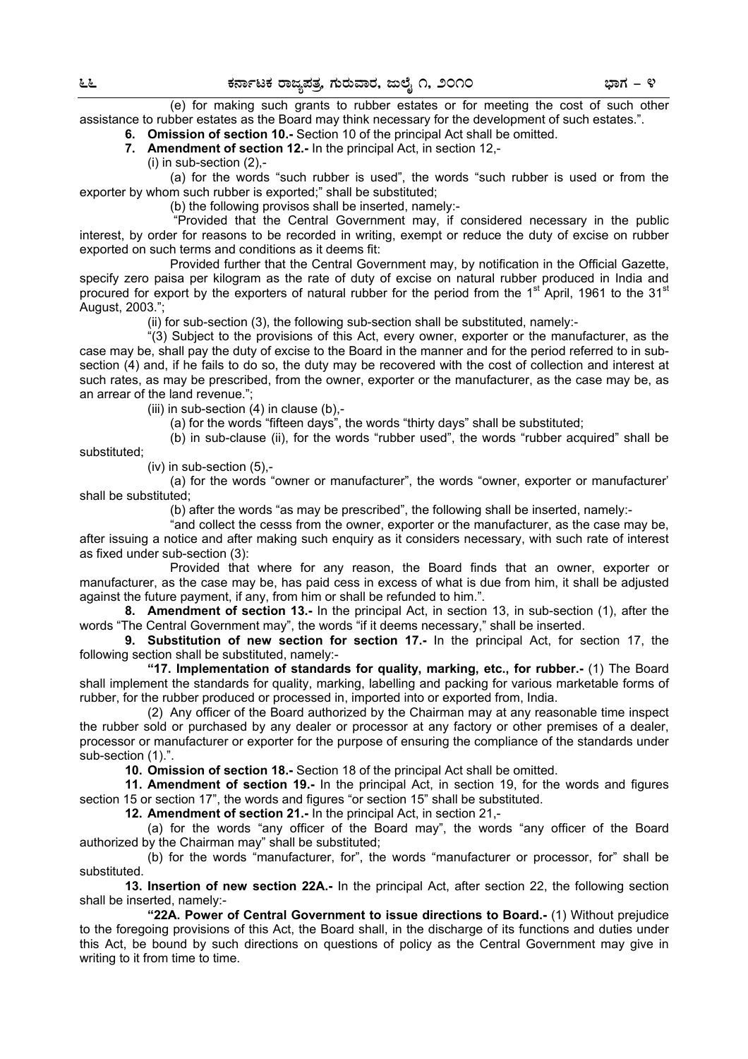(e) for making such grants to rubber estates or for meeting the cost of such other assistance to rubber estates as the Board may think necessary for the development of such estates.".

**6. Omission of section 10.-** Section 10 of the principal Act shall be omitted.

**7. Amendment of section 12.-** In the principal Act, in section 12,-

(i) in sub-section (2),-

(a) for the words "such rubber is used", the words "such rubber is used or from the exporter by whom such rubber is exported;" shall be substituted;

(b) the following provisos shall be inserted, namely:-

"Provided that the Central Government may, if considered necessary in the public interest, by order for reasons to be recorded in writing, exempt or reduce the duty of excise on rubber exported on such terms and conditions as it deems fit:

Provided further that the Central Government may, by notification in the Official Gazette, specify zero paisa per kilogram as the rate of duty of excise on natural rubber produced in India and procured for export by the exporters of natural rubber for the period from the 1st April, 1961 to the 31st August, 2003.";

(ii) for sub-section (3), the following sub-section shall be substituted, namely:-

"(3) Subject to the provisions of this Act, every owner, exporter or the manufacturer, as the case may be, shall pay the duty of excise to the Board in the manner and for the period referred to in sub-section (4) and, if he fails to do so, the duty may be recovered with the cost of collection and interest at such rates, as may be prescribed, from the owner, exporter or the manufacturer, as the case may be, as an arrear of the land revenue.";

(iii) in sub-section (4) in clause (b),-

(a) for the words "fifteen days", the words "thirty days" shall be substituted;

(b) in sub-clause (ii), for the words "rubber used", the words "rubber acquired" shall be substituted;

(iv) in sub-section (5),-

(a) for the words "owner or manufacturer", the words "owner, exporter or manufacturer' shall be substituted;

(b) after the words "as may be prescribed", the following shall be inserted, namely:-

"and collect the cesss from the owner, exporter or the manufacturer, as the case may be, after issuing a notice and after making such enquiry as it considers necessary, with such rate of interest as fixed under sub-section (3):

Provided that where for any reason, the Board finds that an owner, exporter or manufacturer, as the case may be, has paid cess in excess of what is due from him, it shall be adjusted against the future payment, if any, from him or shall be refunded to him.".

**8. Amendment of section 13.-** In the principal Act, in section 13, in sub-section (1), after the words "The Central Government may", the words "if it deems necessary," shall be inserted.

**9. Substitution of new section for section 17.-** In the principal Act, for section 17, the following section shall be substituted, namely:-

**"17. Implementation of standards for quality, marking, etc., for rubber.-** (1) The Board shall implement the standards for quality, marking, labelling and packing for various marketable forms of rubber, for the rubber produced or processed in, imported into or exported from, India.

(2) Any officer of the Board authorized by the Chairman may at any reasonable time inspect the rubber sold or purchased by any dealer or processor at any factory or other premises of a dealer, processor or manufacturer or exporter for the purpose of ensuring the compliance of the standards under sub-section (1).".

**10. Omission of section 18.-** Section 18 of the principal Act shall be omitted.

**11. Amendment of section 19.-** In the principal Act, in section 19, for the words and figures section 15 or section 17", the words and figures "or section 15" shall be substituted.

**12. Amendment of section 21.-** In the principal Act, in section 21,-

(a) for the words "any officer of the Board may", the words "any officer of the Board authorized by the Chairman may" shall be substituted;

(b) for the words "manufacturer, for", the words "manufacturer or processor, for" shall be substituted.

**13. Insertion of new section 22A.-** In the principal Act, after section 22, the following section shall be inserted, namely:-

**"22A. Power of Central Government to issue directions to Board.-** (1) Without prejudice to the foregoing provisions of this Act, the Board shall, in the discharge of its functions and duties under this Act, be bound by such directions on questions of policy as the Central Government may give in writing to it from time to time.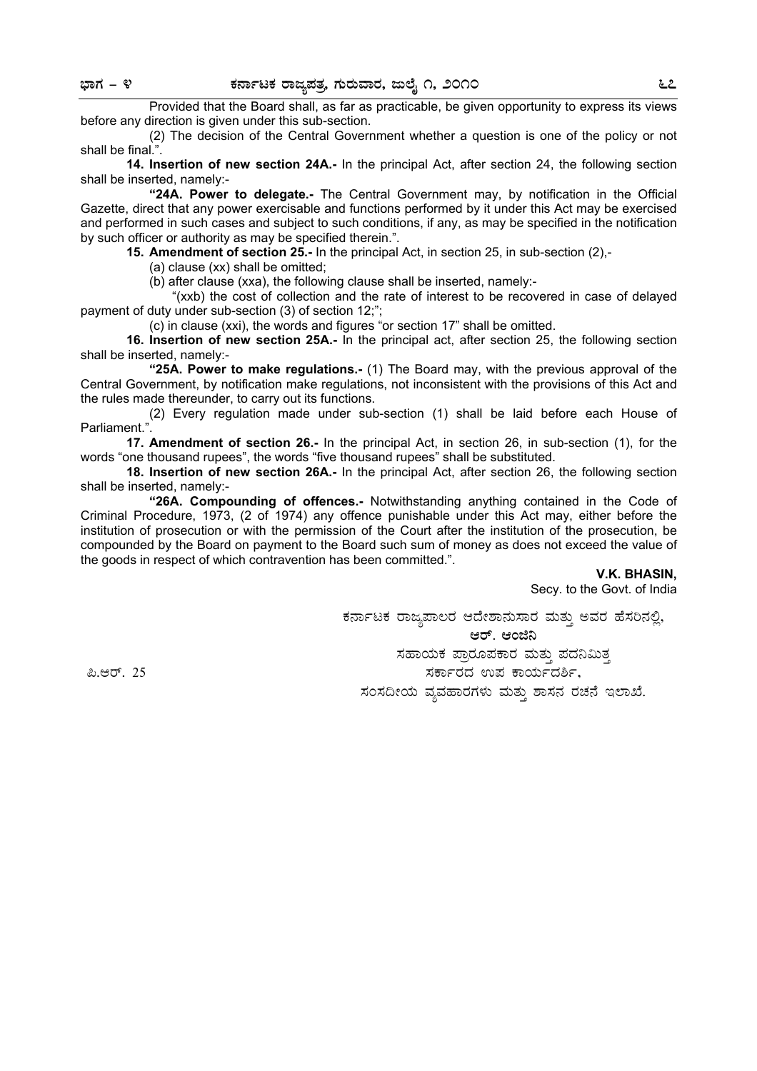Provided that the Board shall, as far as practicable, be given opportunity to express its views before any direction is given under this sub-section.

(2) The decision of the Central Government whether a question is one of the policy or not shall be final.".

**14. Insertion of new section 24A.-** In the principal Act, after section 24, the following section shall be inserted, namely:-

**"24A. Power to delegate.-** The Central Government may, by notification in the Official Gazette, direct that any power exercisable and functions performed by it under this Act may be exercised and performed in such cases and subject to such conditions, if any, as may be specified in the notification by such officer or authority as may be specified therein.".

**15. Amendment of section 25.-** In the principal Act, in section 25, in sub-section (2),-

(a) clause (xx) shall be omitted;

(b) after clause (xxa), the following clause shall be inserted, namely:-

"(xxb) the cost of collection and the rate of interest to be recovered in case of delayed payment of duty under sub-section (3) of section 12;";

(c) in clause (xxi), the words and figures "or section 17" shall be omitted.

**16. Insertion of new section 25A.-** In the principal act, after section 25, the following section shall be inserted, namely:-

**"25A. Power to make regulations.-** (1) The Board may, with the previous approval of the Central Government, by notification make regulations, not inconsistent with the provisions of this Act and the rules made thereunder, to carry out its functions.

(2) Every regulation made under sub-section (1) shall be laid before each House of Parliament.".

**17. Amendment of section 26.-** In the principal Act, in section 26, in sub-section (1), for the words "one thousand rupees", the words "five thousand rupees" shall be substituted.

**18. Insertion of new section 26A.-** In the principal Act, after section 26, the following section shall be inserted, namely:-

**"26A. Compounding of offences.-** Notwithstanding anything contained in the Code of Criminal Procedure, 1973, (2 of 1974) any offence punishable under this Act may, either before the institution of prosecution or with the permission of the Court after the institution of the prosecution, be compounded by the Board on payment to the Board such sum of money as does not exceed the value of the goods in respect of which contravention has been committed.".

**V.K. BHASIN,**
Secy. to the Govt. of India

ಕರ್ನಾಟಕ ರಾಜ್ಯಪಾಲರ ಆದೇಶಾನುಸಾರ ಮತ್ತು ಅವರ ಹೆಸರಿನಲ್ಲಿ,

**ಆರ್. ಆಂಜಿನಿ**

ಸಹಾಯಕ ಪ್ರಾರೂಪಕಾರ ಮತ್ತು ಪದನಿಮಿತ್ತ
ಸರ್ಕಾರದ ಉಪ ಕಾರ್ಯದರ್ಶಿ,
ಸಂಸದೀಯ ವ್ಯವಹಾರಗಳು ಮತ್ತು ಶಾಸನ ರಚನೆ ಇಲಾಖೆ.

ಪಿ.ಆರ್. 25